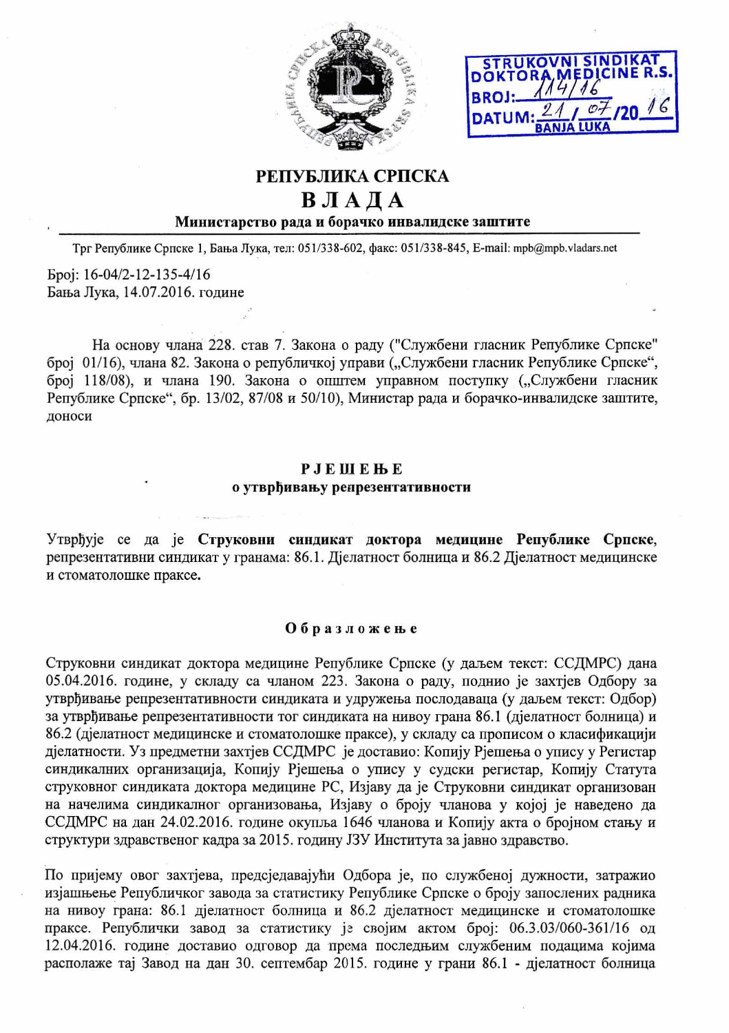STRUKOVNI SINDIKAT DOKTORA MEDICINE R.S.
BROJ: 114/16
DATUM: 21/07/2016
BANJA LUKA

**РЕПУБЛИКА СРПСКА**

# В Л А Д А

**Министарство рада и борачко инвалидске заштите**

Трг Републике Српске 1, Бања Лука, тел: 051/338-602, факс: 051/338-845, E-mail: mpb@mpb.vladars.net

Број: 16-04/2-12-135-4/16
Бања Лука, 14.07.2016. године

На основу члана 228. став 7. Закона о раду ("Службени гласник Републике Српске" број 01/16), члана 82. Закона о републичкој управи („Службени гласник Републике Српске", број 118/08), и члана 190. Закона о општем управном поступку („Службени гласник Републике Српске", бр. 13/02, 87/08 и 50/10), Министар рада и борачко-инвалидске заштите, доноси

## Р Ј Е Ш Е Њ Е
**о утврђивању репрезентативности**

Утврђује се да је **Струковни синдикат доктора медицине Републике Српске**, репрезентативни синдикат у гранама: 86.1. Дјелатност болница и 86.2 Дјелатност медицинске и стоматолошке праксе.

### О б р а з л о ж е њ е

Струковни синдикат доктора медицине Републике Српске (у даљем текст: ССДМРС) дана 05.04.2016. године, у складу са чланом 223. Закона о раду, поднио је захтјев Одбору за утврђивање репрезентативности синдиката и удружења послодаваца (у даљем текст: Одбор) за утврђивање репрезентативности тог синдиката на нивоу грана 86.1 (дјелатност болница) и 86.2 (дјелатност медицинске и стоматолошке праксе), у складу са прописом о класификацији дјелатности. Уз предметни захтјев ССДМРС је доставио: Копију Рјешења о упису у Регистар синдикалних организација, Копију Рјешења о упису у судски регистар, Копију Статута струковног синдиката доктора медицине РС, Изјаву да је Струковни синдикат организован на начелима синдикалног организовања, Изјаву о броју чланова у којој је наведено да ССДМРС на дан 24.02.2016. године окупља 1646 чланова и Копију акта о бројном стању и структури здравственог кадра за 2015. годину ЈЗУ Института за јавно здравство.

По пријему овог захтјева, предсједавајући Одбора је, по службеној дужности, затражио изјашњење Републичког завода за статистику Републике Српске о броју запослених радника на нивоу грана: 86.1 дјелатност болница и 86.2 дјелатност медицинске и стоматолошке праксе. Републички завод за статистику је својим актом број: 06.3.03/060-361/16 од 12.04.2016. године доставио одговор да према последњим службеним подацима којима располаже тај Завод на дан 30. септембар 2015. године у грани 86.1 - дјелатност болница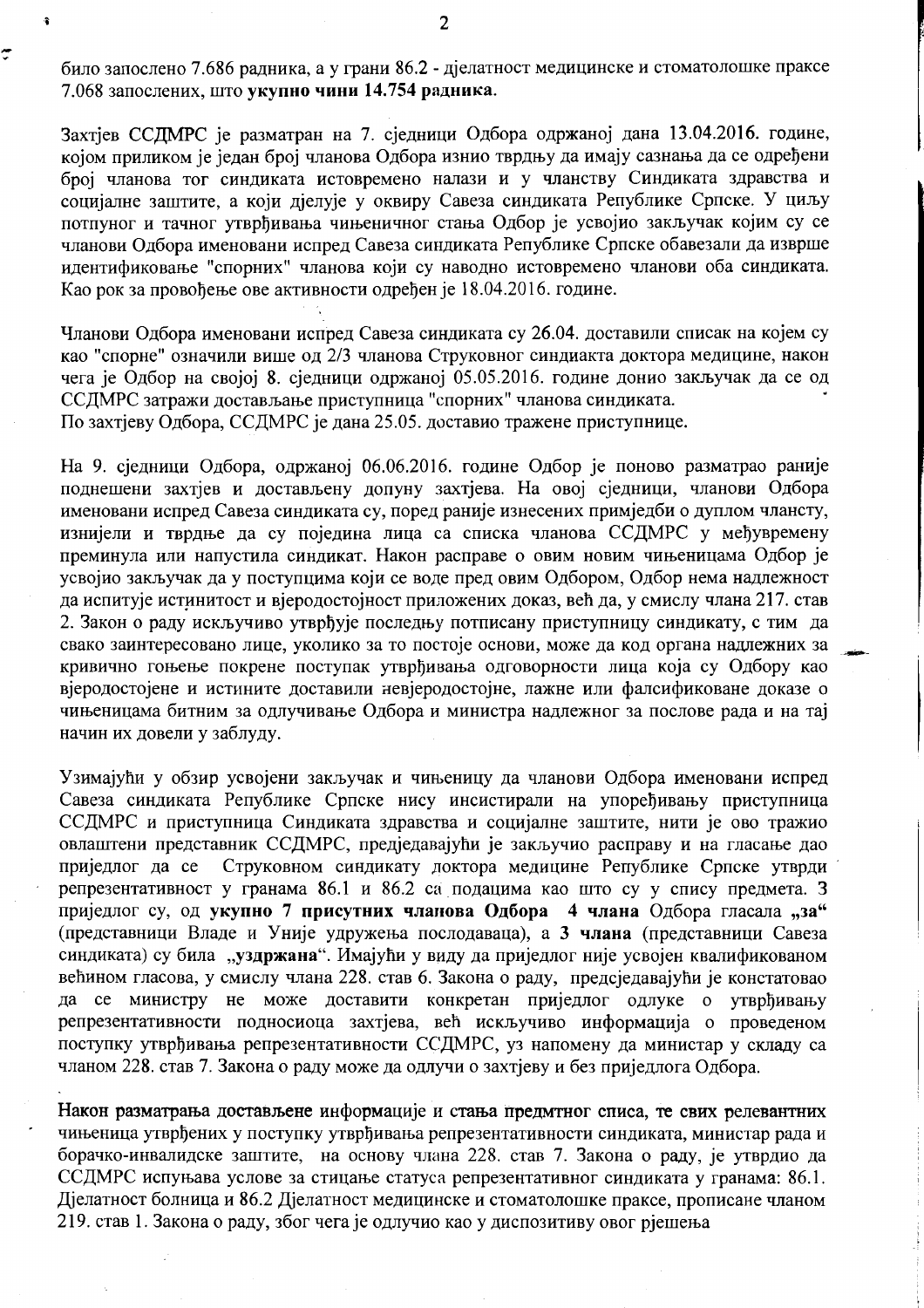било запослено 7.686 радника, а у грани 86.2 - дјелатност медицинске и стоматолошке праксе 7.068 запослених, што **укупно чини 14.754 радника**.

Захтјев ССДМРС је разматран на 7. сједници Одбора одржаној дана 13.04.2016. године, којом приликом је један број чланова Одбора изнио тврдњу да имају сазнања да се одређени број чланова тог синдиката истовремено налази и у чланству Синдиката здравства и социјалне заштите, а који дјелује у оквиру Савеза синдиката Републике Српске. У циљу потпуног и тачног утврђивања чињеничног стања Одбор је усвојио закључак којим су се чланови Одбора именовани испред Савеза синдиката Републике Српске обавезали да изврше идентификовање "спорних" чланова који су наводно истовремено чланови оба синдиката. Као рок за провођење ове активности одређен је 18.04.2016. године.

Чланови Одбора именовани испред Савеза синдиката су 26.04. доставили списак на којем су као "спорне" означили више од 2/3 чланова Струковног синдиакта доктора медицине, након чега је Одбор на својој 8. сједници одржаној 05.05.2016. године донио закључак да се од ССДМРС затражи достављање приступница "спорних" чланова синдиката.
По захтјеву Одбора, ССДМРС је дана 25.05. доставио тражене приступнице.

На 9. сједници Одбора, одржаној 06.06.2016. године Одбор је поново разматрао раније поднешени захтјев и достављену допуну захтјева. На овој сједници, чланови Одбора именовани испред Савеза синдиката су, поред раније изнесених примједби о дуплом чланству, изнијели и тврдње да су поједина лица са списка чланова ССДМРС у међувремену преминула или напустила синдикат. Након расправе о овим новим чињеницама Одбор је усвојио закључак да у поступцима који се воде пред овим Одбором, Одбор нема надлежност да испитује истинитост и вјеродостојност приложених доказ, већ да, у смислу члана 217. став 2. Закон о раду искључиво утврђује последњу потписану приступницу синдикату, с тим да свако заинтересовано лице, уколико за то постоје основи, може да код органа надлежних за кривично гоњење покрене поступак утврђивања одговорности лица која су Одбору као вјеродостојене и истините доставили невјеродостојне, лажне или фалсификоване доказе о чињеницама битним за одлучивање Одбора и министра надлежног за послове рада и на тај начин их довели у заблуду.

Узимајући у обзир усвојени закључак и чињеницу да чланови Одбора именовани испред Савеза синдиката Републике Српске нису инсистирали на упоређивању приступница ССДМРС и приступница Синдиката здравства и социјалне заштите, нити је ово тражио овлаштени представник ССДМРС, предједавајући је закључио расправу и на гласање дао приједлог да се Струковном синдикату доктора медицине Републике Српске утврди репрезентативност у гранама 86.1 и 86.2 са подацима као што су у спису предмета. З приједлог су, од **укупно 7 присутних чланова Одбора 4 члана** Одбора гласала **„за"** (представници Владе и Уније удружења послодаваца), а **3 члана** (представници Савеза синдиката) су била **„уздржана"**. Имајући у виду да приједлог није усвојен квалификованом већином гласова, у смислу члана 228. став 6. Закона о раду, предсједавајући је констатовао да се министру не може доставити конкретан приједлог одлуке о утврђивању репрезентативности подносиоца захтјева, већ искључиво информација о проведеном поступку утврђивања репрезентативности ССДМРС, уз напомену да министар у складу са чланом 228. став 7. Закона о раду може да одлучи о захтјеву и без приједлога Одбора.

Након разматрања достављене информације и стања предметног списа, те свих релевантних чињеница утврђених у поступку утврђивања репрезентативности синдиката, министар рада и борачко-инвалидске заштите, на основу члана 228. став 7. Закона о раду, је утврдио да ССДМРС испуњава услове за стицање статуса репрезентативног синдиката у гранама: 86.1. Дјелатност болница и 86.2 Дјелатност медицинске и стоматолошке праксе, прописане чланом 219. став 1. Закона о раду, због чега је одлучио као у диспозитиву овог рјешења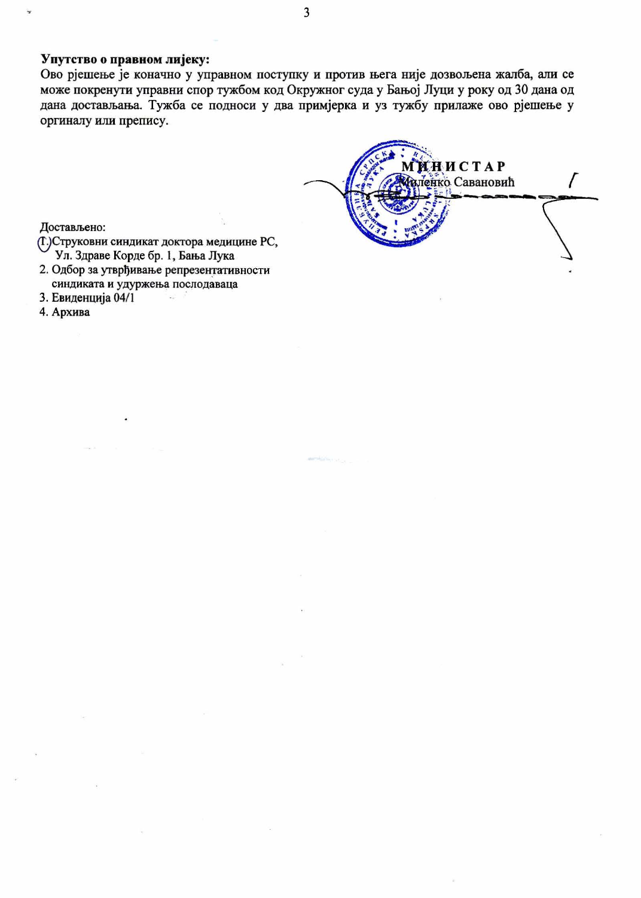**Упутство о правном лијеку:**
Ово рјешење је коначно у управном поступку и против њега није дозвољена жалба, али се може покренути управни спор тужбом код Окружног суда у Бањој Луци у року од 30 дана од дана достављања. Тужба се подноси у два примјерка и уз тужбу прилаже ово рјешење у оргиналу или препису.

**МИНИСТАР**
Миленко Савановић

Достављено:
1. Струковни синдикат доктора медицине РС, Ул. Здраве Корде бр. 1, Бања Лука
2. Одбор за утврђивање репрезентативности синдиката и удружења послодаваца
3. Евиденција 04/1
4. Архива